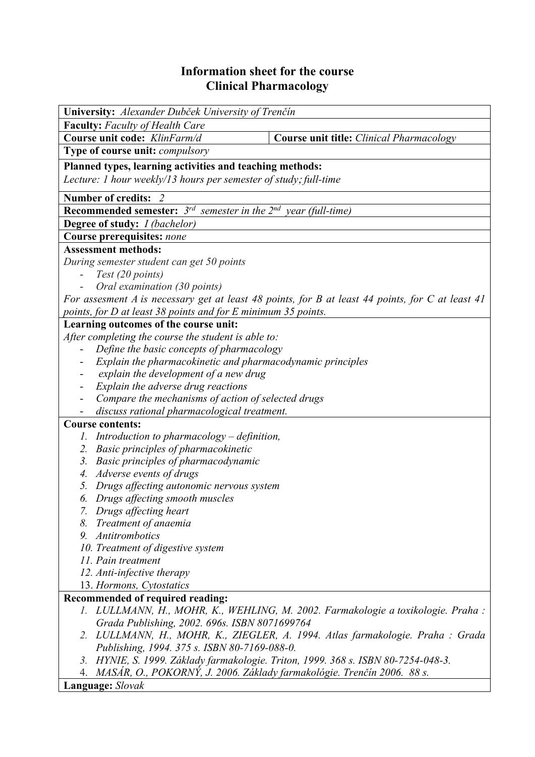# Information sheet for the course Clinical Pharmacology

**University:** *Alexander Dubček University of Trenčín*

**Faculty:** *Faculty of Health Care*

| **Course unit code:** *KlinFarm/d* | **Course unit title:** *Clinical Pharmacology* |
|---|---|

**Type of course unit:** *compulsory*

**Planned types, learning activities and teaching methods:**
*Lecture: 1 hour weekly/13 hours per semester of study; full-time*

**Number of credits:** *2*

**Recommended semester:** *3rd semester in the 2nd year (full-time)*

**Degree of study:** *I (bachelor)*

**Course prerequisites:** *none*

**Assessment methods:**
*During semester student can get 50 points*
- *Test (20 points)*
- *Oral examination (30 points)*

*For assesment A is necessary get at least 48 points, for B at least 44 points, for C at least 41 points, for D at least 38 points and for E minimum 35 points.*

**Learning outcomes of the course unit:**
*After completing the course the student is able to:*
- *Define the basic concepts of pharmacology*
- *Explain the pharmacokinetic and pharmacodynamic principles*
- *explain the development of a new drug*
- *Explain the adverse drug reactions*
- *Compare the mechanisms of action of selected drugs*
- *discuss rational pharmacological treatment.*

**Course contents:**
1. *Introduction to pharmacology – definition,*
2. *Basic principles of pharmacokinetic*
3. *Basic principles of pharmacodynamic*
4. *Adverse events of drugs*
5. *Drugs affecting autonomic nervous system*
6. *Drugs affecting smooth muscles*
7. *Drugs affecting heart*
8. *Treatment of anaemia*
9. *Antitrombotics*
10. *Treatment of digestive system*
11. *Pain treatment*
12. *Anti-infective therapy*
13. *Hormons, Cytostatics*

**Recommended of required reading:**
1. *LULLMANN, H., MOHR, K., WEHLING, M. 2002. Farmakologie a toxikologie. Praha : Grada Publishing, 2002. 696s. ISBN 8071699764*
2. *LULLMANN, H., MOHR, K., ZIEGLER, A. 1994. Atlas farmakologie. Praha : Grada Publishing, 1994. 375 s. ISBN 80-7169-088-0.*
3. *HYNIE, S. 1999. Základy farmakologie. Triton, 1999. 368 s. ISBN 80-7254-048-3.*
4. *MASÁR, O., POKORNÝ, J. 2006. Základy farmakológie. Trenčín 2006. 88 s.*

**Language:** *Slovak*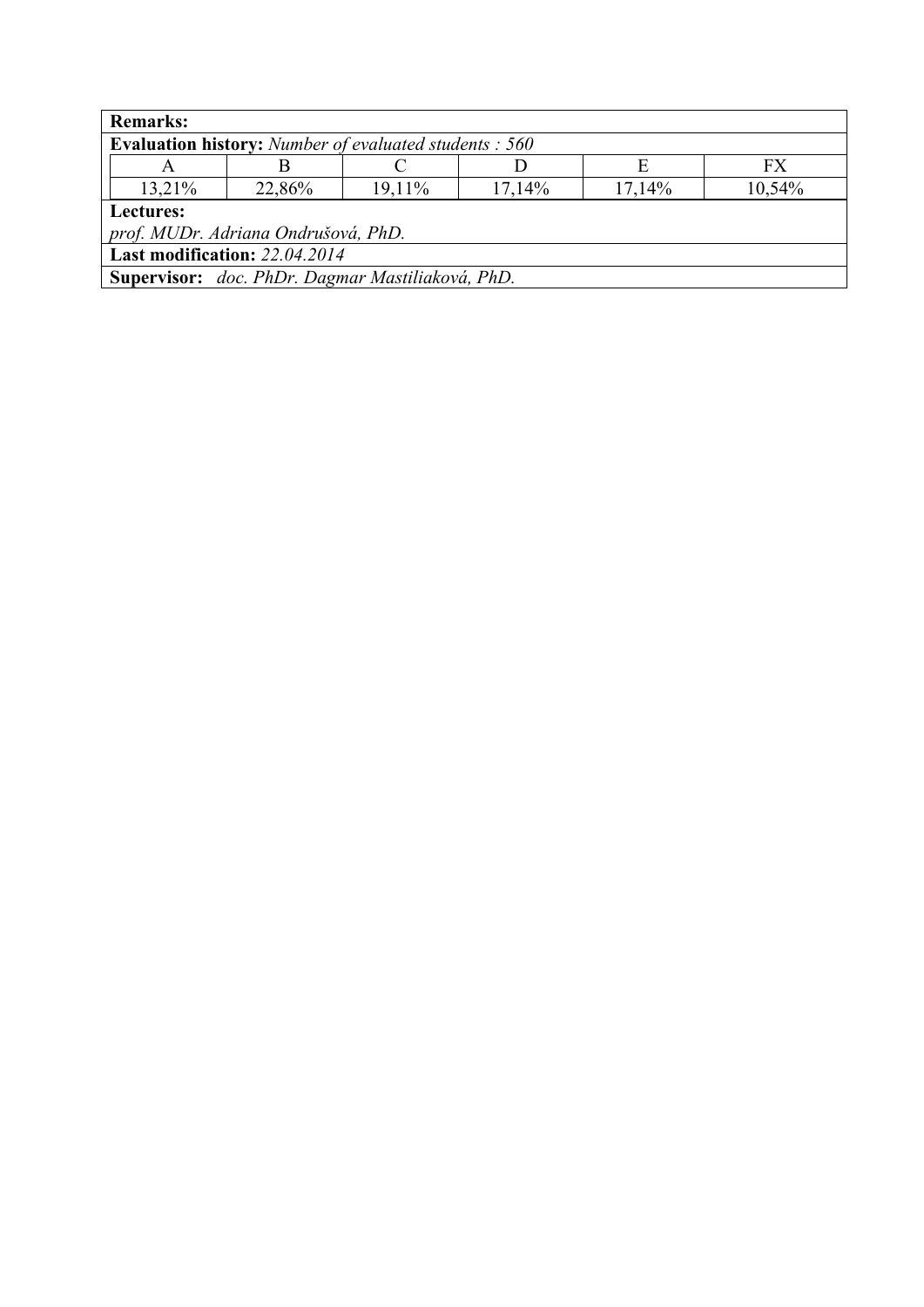**Remarks:**

**Evaluation history:** *Number of evaluated students : 560*

| A | B | C | D | E | FX |
|---|---|---|---|---|---|
| 13,21% | 22,86% | 19,11% | 17,14% | 17,14% | 10,54% |

**Lectures:**

*prof. MUDr. Adriana Ondrušová, PhD.*

**Last modification:** *22.04.2014*

**Supervisor:** *doc. PhDr. Dagmar Mastiliaková, PhD.*